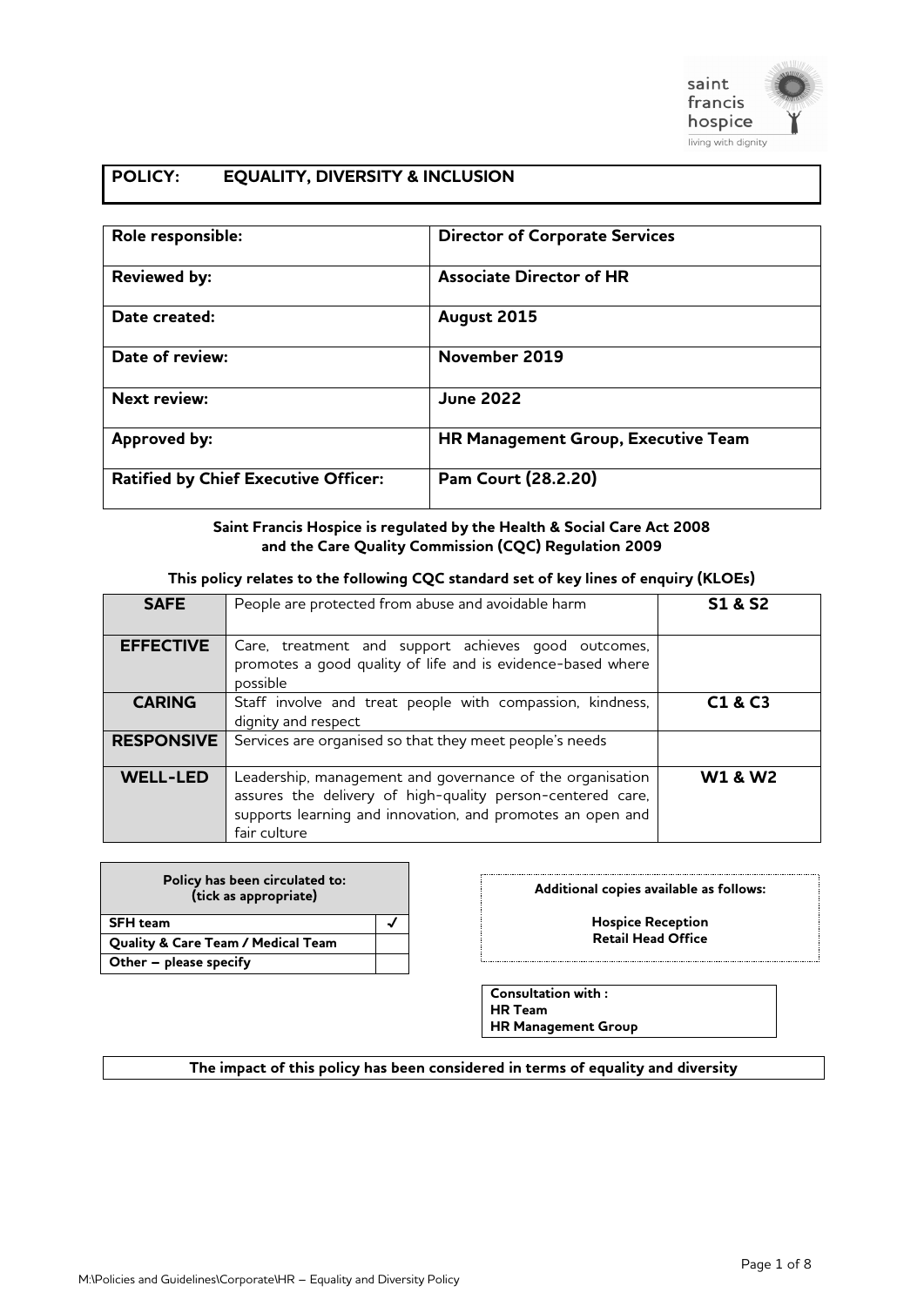# POLICY: EQUALITY, DIVERSITY & INCLUSION

| **Role responsible:** | **Director of Corporate Services** |
|---|---|
| **Reviewed by:** | **Associate Director of HR** |
| **Date created:** | **August 2015** |
| **Date of review:** | **November 2019** |
| **Next review:** | **June 2022** |
| **Approved by:** | **HR Management Group, Executive Team** |
| **Ratified by Chief Executive Officer:** | **Pam Court (28.2.20)** |

**Saint Francis Hospice is regulated by the Health & Social Care Act 2008 and the Care Quality Commission (CQC) Regulation 2009**

**This policy relates to the following CQC standard set of key lines of enquiry (KLOEs)**

| | | |
|---|---|---|
| **SAFE** | People are protected from abuse and avoidable harm | **S1 & S2** |
| **EFFECTIVE** | Care, treatment and support achieves good outcomes, promotes a good quality of life and is evidence-based where possible | |
| **CARING** | Staff involve and treat people with compassion, kindness, dignity and respect | **C1 & C3** |
| **RESPONSIVE** | Services are organised so that they meet people's needs | |
| **WELL-LED** | Leadership, management and governance of the organisation assures the delivery of high-quality person-centered care, supports learning and innovation, and promotes an open and fair culture | **W1 & W2** |

| **Policy has been circulated to: (tick as appropriate)** | |
|---|---|
| **SFH team** | ✓ |
| **Quality & Care Team / Medical Team** | |
| **Other – please specify** | |

**Additional copies available as follows:**

**Hospice Reception**
**Retail Head Office**

**Consultation with :**
**HR Team**
**HR Management Group**

**The impact of this policy has been considered in terms of equality and diversity**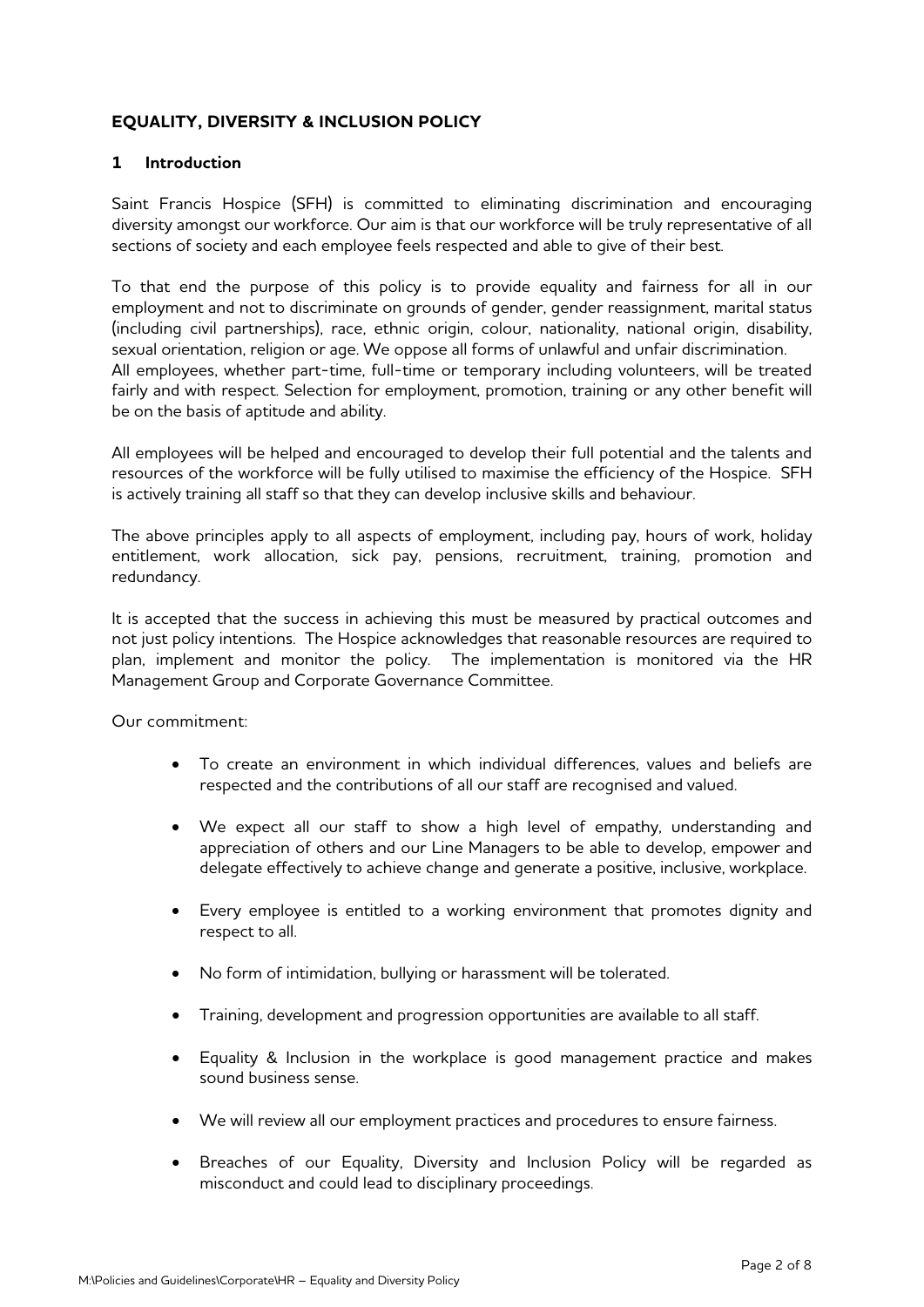# EQUALITY, DIVERSITY & INCLUSION POLICY

## 1 Introduction

Saint Francis Hospice (SFH) is committed to eliminating discrimination and encouraging diversity amongst our workforce. Our aim is that our workforce will be truly representative of all sections of society and each employee feels respected and able to give of their best.

To that end the purpose of this policy is to provide equality and fairness for all in our employment and not to discriminate on grounds of gender, gender reassignment, marital status (including civil partnerships), race, ethnic origin, colour, nationality, national origin, disability, sexual orientation, religion or age. We oppose all forms of unlawful and unfair discrimination. All employees, whether part-time, full-time or temporary including volunteers, will be treated fairly and with respect. Selection for employment, promotion, training or any other benefit will be on the basis of aptitude and ability.

All employees will be helped and encouraged to develop their full potential and the talents and resources of the workforce will be fully utilised to maximise the efficiency of the Hospice. SFH is actively training all staff so that they can develop inclusive skills and behaviour.

The above principles apply to all aspects of employment, including pay, hours of work, holiday entitlement, work allocation, sick pay, pensions, recruitment, training, promotion and redundancy.

It is accepted that the success in achieving this must be measured by practical outcomes and not just policy intentions. The Hospice acknowledges that reasonable resources are required to plan, implement and monitor the policy. The implementation is monitored via the HR Management Group and Corporate Governance Committee.

Our commitment:

- To create an environment in which individual differences, values and beliefs are respected and the contributions of all our staff are recognised and valued.
- We expect all our staff to show a high level of empathy, understanding and appreciation of others and our Line Managers to be able to develop, empower and delegate effectively to achieve change and generate a positive, inclusive, workplace.
- Every employee is entitled to a working environment that promotes dignity and respect to all.
- No form of intimidation, bullying or harassment will be tolerated.
- Training, development and progression opportunities are available to all staff.
- Equality & Inclusion in the workplace is good management practice and makes sound business sense.
- We will review all our employment practices and procedures to ensure fairness.
- Breaches of our Equality, Diversity and Inclusion Policy will be regarded as misconduct and could lead to disciplinary proceedings.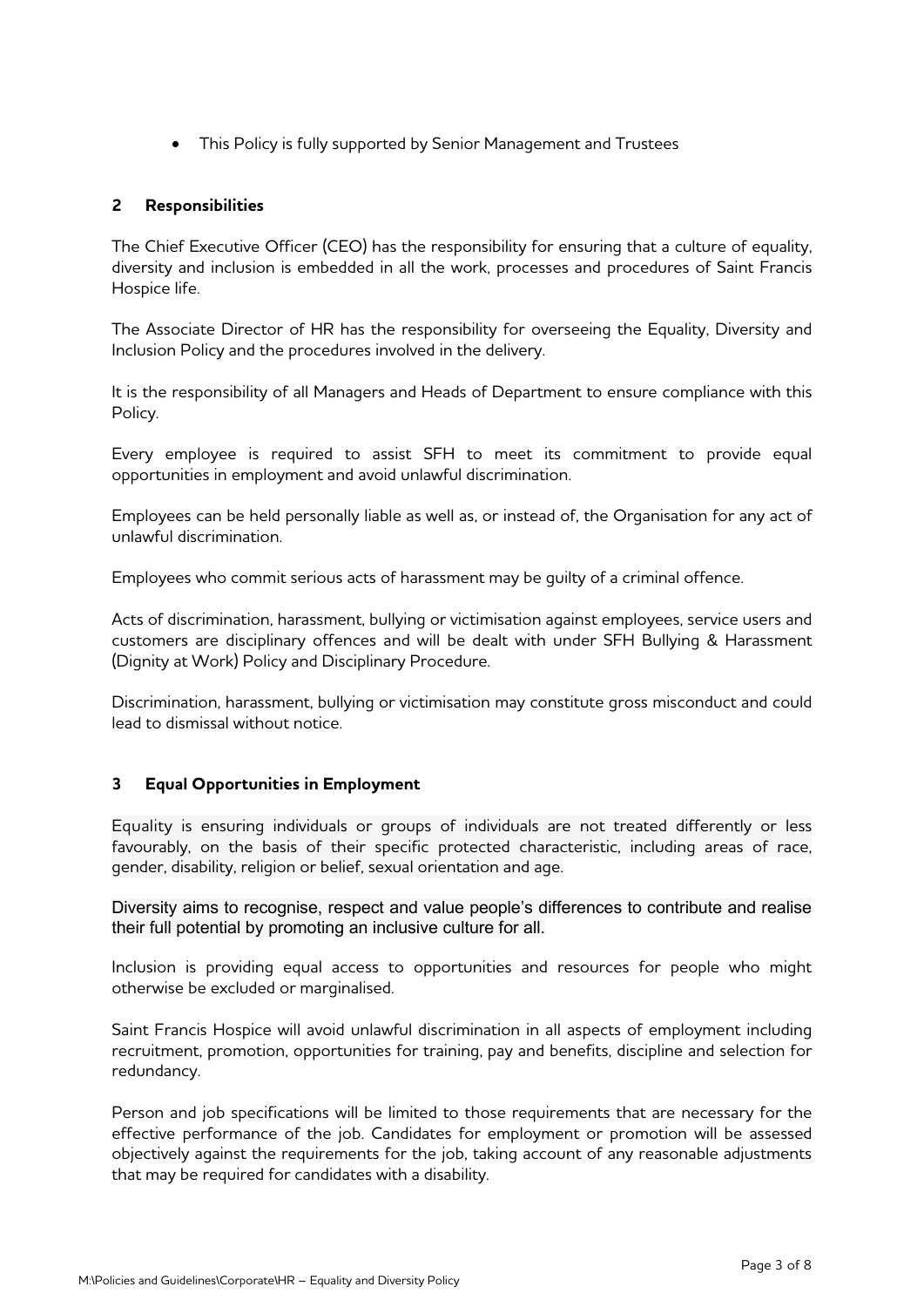- This Policy is fully supported by Senior Management and Trustees

## 2 Responsibilities

The Chief Executive Officer (CEO) has the responsibility for ensuring that a culture of equality, diversity and inclusion is embedded in all the work, processes and procedures of Saint Francis Hospice life.

The Associate Director of HR has the responsibility for overseeing the Equality, Diversity and Inclusion Policy and the procedures involved in the delivery.

It is the responsibility of all Managers and Heads of Department to ensure compliance with this Policy.

Every employee is required to assist SFH to meet its commitment to provide equal opportunities in employment and avoid unlawful discrimination.

Employees can be held personally liable as well as, or instead of, the Organisation for any act of unlawful discrimination.

Employees who commit serious acts of harassment may be guilty of a criminal offence.

Acts of discrimination, harassment, bullying or victimisation against employees, service users and customers are disciplinary offences and will be dealt with under SFH Bullying & Harassment (Dignity at Work) Policy and Disciplinary Procedure.

Discrimination, harassment, bullying or victimisation may constitute gross misconduct and could lead to dismissal without notice.

## 3 Equal Opportunities in Employment

Equality is ensuring individuals or groups of individuals are not treated differently or less favourably, on the basis of their specific protected characteristic, including areas of race, gender, disability, religion or belief, sexual orientation and age.

Diversity aims to recognise, respect and value people's differences to contribute and realise their full potential by promoting an inclusive culture for all.

Inclusion is providing equal access to opportunities and resources for people who might otherwise be excluded or marginalised.

Saint Francis Hospice will avoid unlawful discrimination in all aspects of employment including recruitment, promotion, opportunities for training, pay and benefits, discipline and selection for redundancy.

Person and job specifications will be limited to those requirements that are necessary for the effective performance of the job. Candidates for employment or promotion will be assessed objectively against the requirements for the job, taking account of any reasonable adjustments that may be required for candidates with a disability.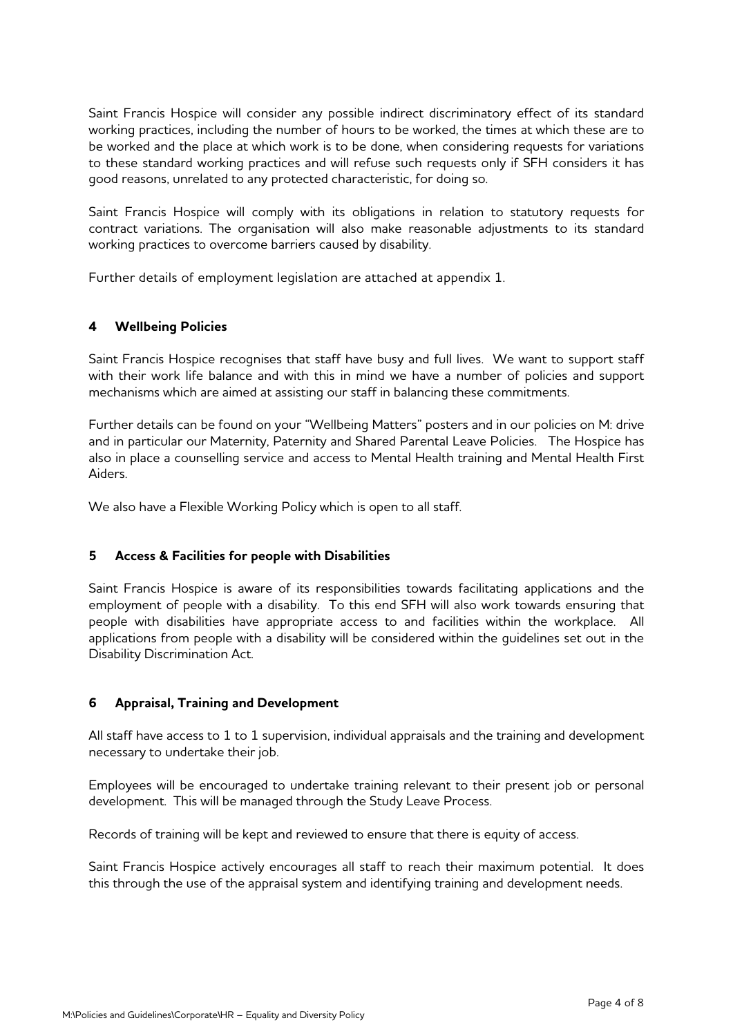Saint Francis Hospice will consider any possible indirect discriminatory effect of its standard working practices, including the number of hours to be worked, the times at which these are to be worked and the place at which work is to be done, when considering requests for variations to these standard working practices and will refuse such requests only if SFH considers it has good reasons, unrelated to any protected characteristic, for doing so.

Saint Francis Hospice will comply with its obligations in relation to statutory requests for contract variations. The organisation will also make reasonable adjustments to its standard working practices to overcome barriers caused by disability.

Further details of employment legislation are attached at appendix 1.

## 4 Wellbeing Policies

Saint Francis Hospice recognises that staff have busy and full lives. We want to support staff with their work life balance and with this in mind we have a number of policies and support mechanisms which are aimed at assisting our staff in balancing these commitments.

Further details can be found on your "Wellbeing Matters" posters and in our policies on M: drive and in particular our Maternity, Paternity and Shared Parental Leave Policies. The Hospice has also in place a counselling service and access to Mental Health training and Mental Health First Aiders.

We also have a Flexible Working Policy which is open to all staff.

## 5 Access & Facilities for people with Disabilities

Saint Francis Hospice is aware of its responsibilities towards facilitating applications and the employment of people with a disability. To this end SFH will also work towards ensuring that people with disabilities have appropriate access to and facilities within the workplace. All applications from people with a disability will be considered within the guidelines set out in the Disability Discrimination Act.

## 6 Appraisal, Training and Development

All staff have access to 1 to 1 supervision, individual appraisals and the training and development necessary to undertake their job.

Employees will be encouraged to undertake training relevant to their present job or personal development. This will be managed through the Study Leave Process.

Records of training will be kept and reviewed to ensure that there is equity of access.

Saint Francis Hospice actively encourages all staff to reach their maximum potential. It does this through the use of the appraisal system and identifying training and development needs.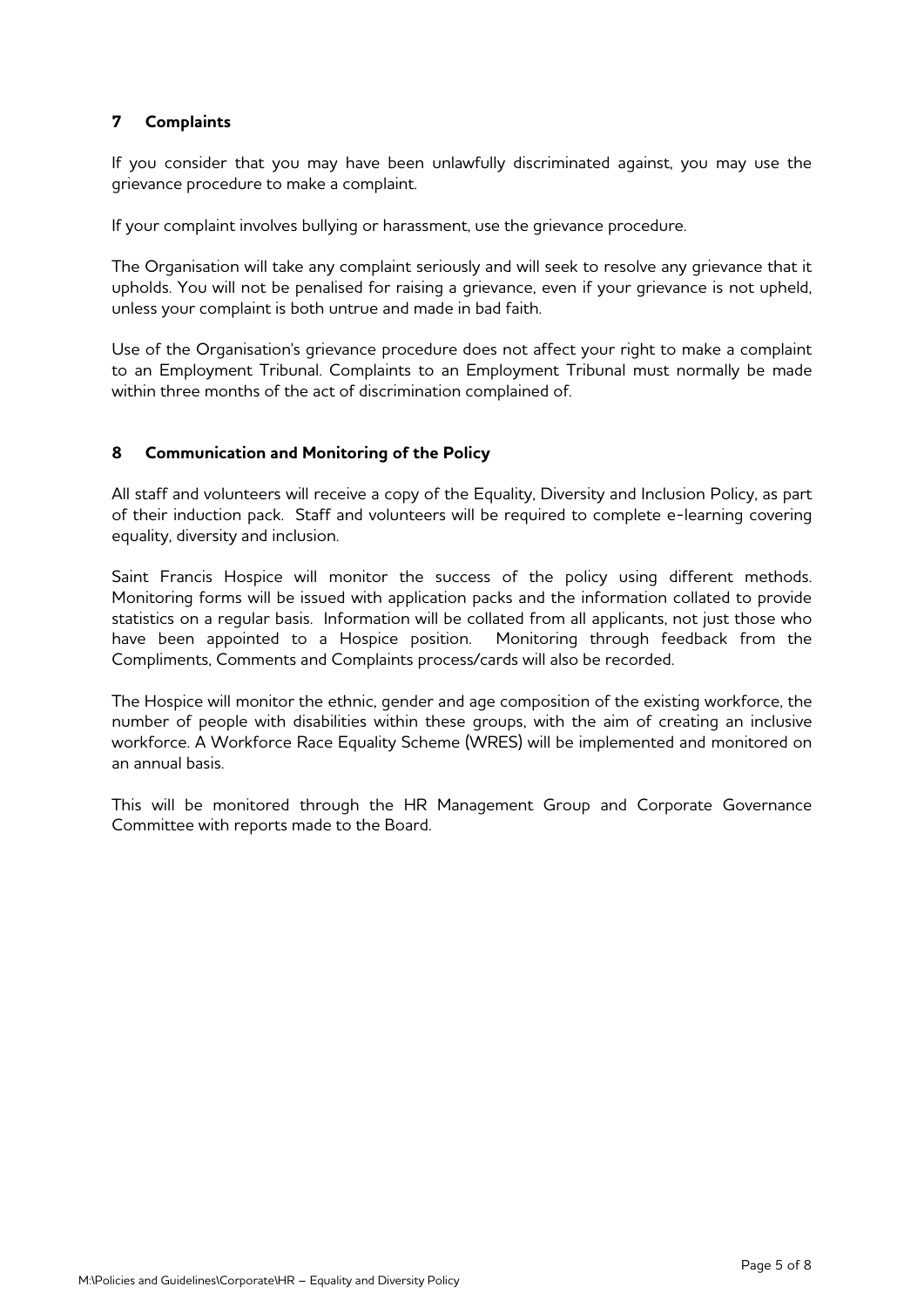## 7 Complaints

If you consider that you may have been unlawfully discriminated against, you may use the grievance procedure to make a complaint.

If your complaint involves bullying or harassment, use the grievance procedure.

The Organisation will take any complaint seriously and will seek to resolve any grievance that it upholds. You will not be penalised for raising a grievance, even if your grievance is not upheld, unless your complaint is both untrue and made in bad faith.

Use of the Organisation's grievance procedure does not affect your right to make a complaint to an Employment Tribunal. Complaints to an Employment Tribunal must normally be made within three months of the act of discrimination complained of.

## 8 Communication and Monitoring of the Policy

All staff and volunteers will receive a copy of the Equality, Diversity and Inclusion Policy, as part of their induction pack. Staff and volunteers will be required to complete e-learning covering equality, diversity and inclusion.

Saint Francis Hospice will monitor the success of the policy using different methods. Monitoring forms will be issued with application packs and the information collated to provide statistics on a regular basis. Information will be collated from all applicants, not just those who have been appointed to a Hospice position. Monitoring through feedback from the Compliments, Comments and Complaints process/cards will also be recorded.

The Hospice will monitor the ethnic, gender and age composition of the existing workforce, the number of people with disabilities within these groups, with the aim of creating an inclusive workforce. A Workforce Race Equality Scheme (WRES) will be implemented and monitored on an annual basis.

This will be monitored through the HR Management Group and Corporate Governance Committee with reports made to the Board.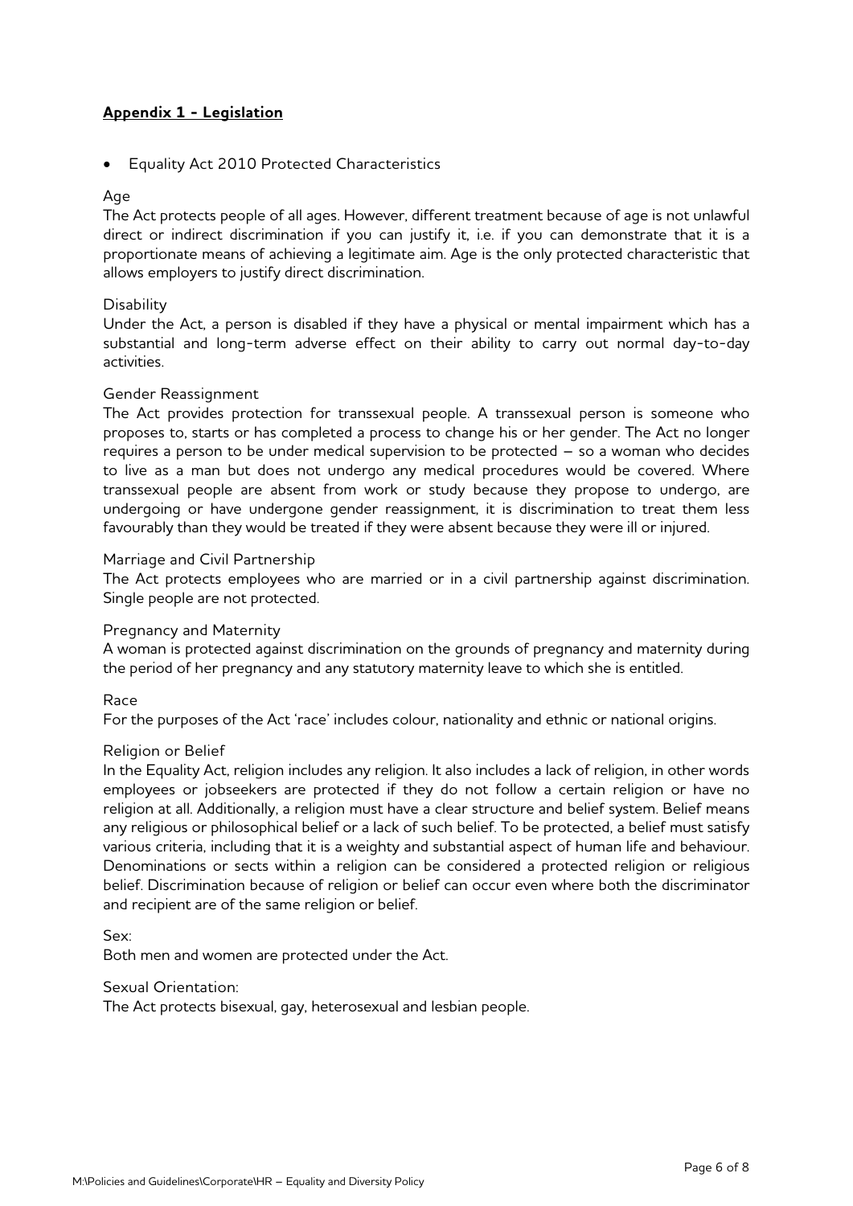## **Appendix 1 - Legislation**

- Equality Act 2010 Protected Characteristics

Age

The Act protects people of all ages. However, different treatment because of age is not unlawful direct or indirect discrimination if you can justify it, i.e. if you can demonstrate that it is a proportionate means of achieving a legitimate aim. Age is the only protected characteristic that allows employers to justify direct discrimination.

Disability

Under the Act, a person is disabled if they have a physical or mental impairment which has a substantial and long-term adverse effect on their ability to carry out normal day-to-day activities.

Gender Reassignment

The Act provides protection for transsexual people. A transsexual person is someone who proposes to, starts or has completed a process to change his or her gender. The Act no longer requires a person to be under medical supervision to be protected – so a woman who decides to live as a man but does not undergo any medical procedures would be covered. Where transsexual people are absent from work or study because they propose to undergo, are undergoing or have undergone gender reassignment, it is discrimination to treat them less favourably than they would be treated if they were absent because they were ill or injured.

Marriage and Civil Partnership

The Act protects employees who are married or in a civil partnership against discrimination. Single people are not protected.

Pregnancy and Maternity

A woman is protected against discrimination on the grounds of pregnancy and maternity during the period of her pregnancy and any statutory maternity leave to which she is entitled.

Race

For the purposes of the Act 'race' includes colour, nationality and ethnic or national origins.

Religion or Belief

In the Equality Act, religion includes any religion. It also includes a lack of religion, in other words employees or jobseekers are protected if they do not follow a certain religion or have no religion at all. Additionally, a religion must have a clear structure and belief system. Belief means any religious or philosophical belief or a lack of such belief. To be protected, a belief must satisfy various criteria, including that it is a weighty and substantial aspect of human life and behaviour. Denominations or sects within a religion can be considered a protected religion or religious belief. Discrimination because of religion or belief can occur even where both the discriminator and recipient are of the same religion or belief.

Sex:

Both men and women are protected under the Act.

Sexual Orientation:

The Act protects bisexual, gay, heterosexual and lesbian people.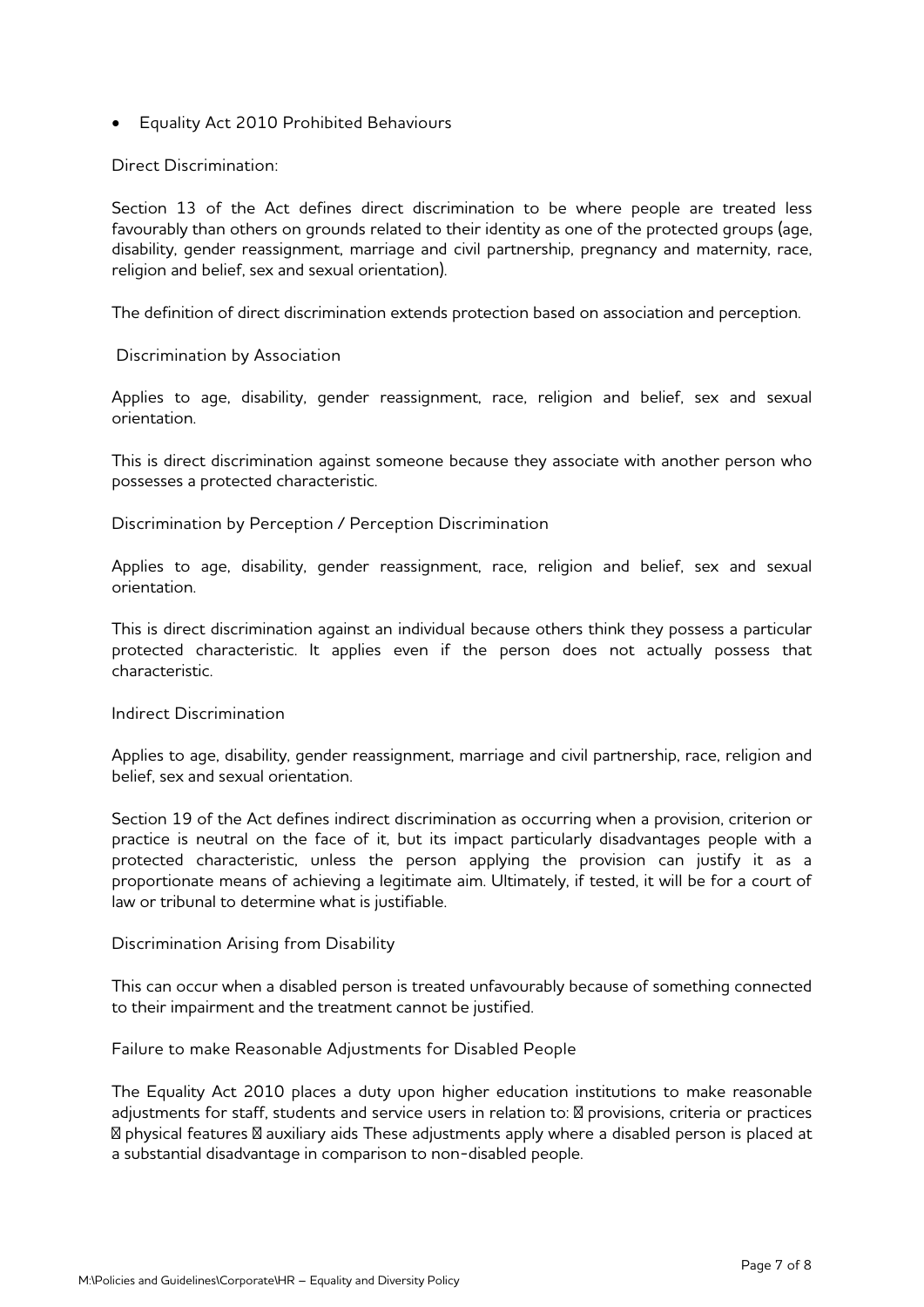- Equality Act 2010 Prohibited Behaviours

Direct Discrimination:

Section 13 of the Act defines direct discrimination to be where people are treated less favourably than others on grounds related to their identity as one of the protected groups (age, disability, gender reassignment, marriage and civil partnership, pregnancy and maternity, race, religion and belief, sex and sexual orientation).

The definition of direct discrimination extends protection based on association and perception.

Discrimination by Association

Applies to age, disability, gender reassignment, race, religion and belief, sex and sexual orientation.

This is direct discrimination against someone because they associate with another person who possesses a protected characteristic.

Discrimination by Perception / Perception Discrimination

Applies to age, disability, gender reassignment, race, religion and belief, sex and sexual orientation.

This is direct discrimination against an individual because others think they possess a particular protected characteristic. It applies even if the person does not actually possess that characteristic.

Indirect Discrimination

Applies to age, disability, gender reassignment, marriage and civil partnership, race, religion and belief, sex and sexual orientation.

Section 19 of the Act defines indirect discrimination as occurring when a provision, criterion or practice is neutral on the face of it, but its impact particularly disadvantages people with a protected characteristic, unless the person applying the provision can justify it as a proportionate means of achieving a legitimate aim. Ultimately, if tested, it will be for a court of law or tribunal to determine what is justifiable.

Discrimination Arising from Disability

This can occur when a disabled person is treated unfavourably because of something connected to their impairment and the treatment cannot be justified.

Failure to make Reasonable Adjustments for Disabled People

The Equality Act 2010 places a duty upon higher education institutions to make reasonable adjustments for staff, students and service users in relation to:  provisions, criteria or practices  physical features  auxiliary aids These adjustments apply where a disabled person is placed at a substantial disadvantage in comparison to non-disabled people.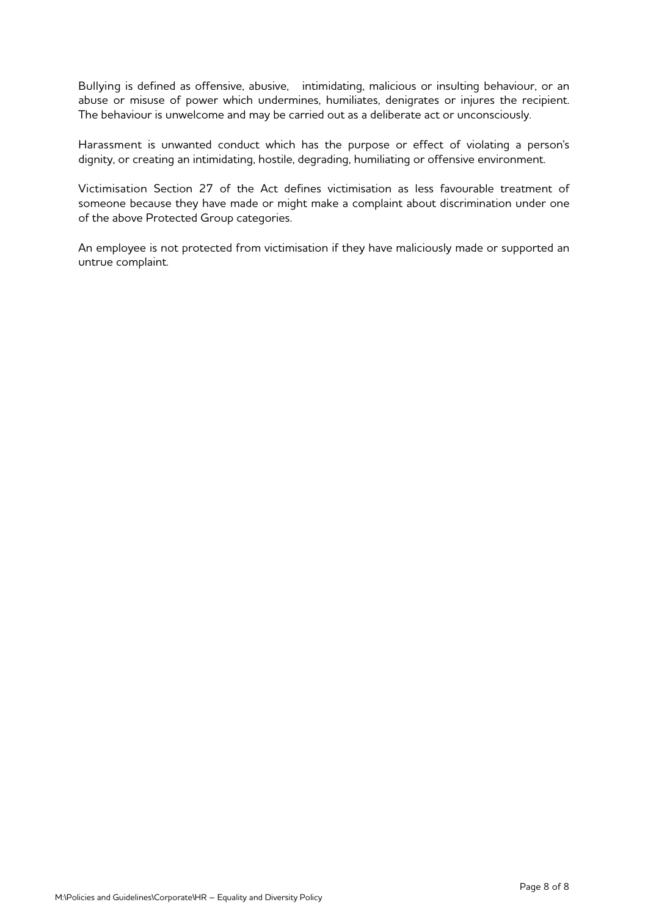Bullying is defined as offensive, abusive, intimidating, malicious or insulting behaviour, or an abuse or misuse of power which undermines, humiliates, denigrates or injures the recipient. The behaviour is unwelcome and may be carried out as a deliberate act or unconsciously.

Harassment is unwanted conduct which has the purpose or effect of violating a person's dignity, or creating an intimidating, hostile, degrading, humiliating or offensive environment.

Victimisation Section 27 of the Act defines victimisation as less favourable treatment of someone because they have made or might make a complaint about discrimination under one of the above Protected Group categories.

An employee is not protected from victimisation if they have maliciously made or supported an untrue complaint.